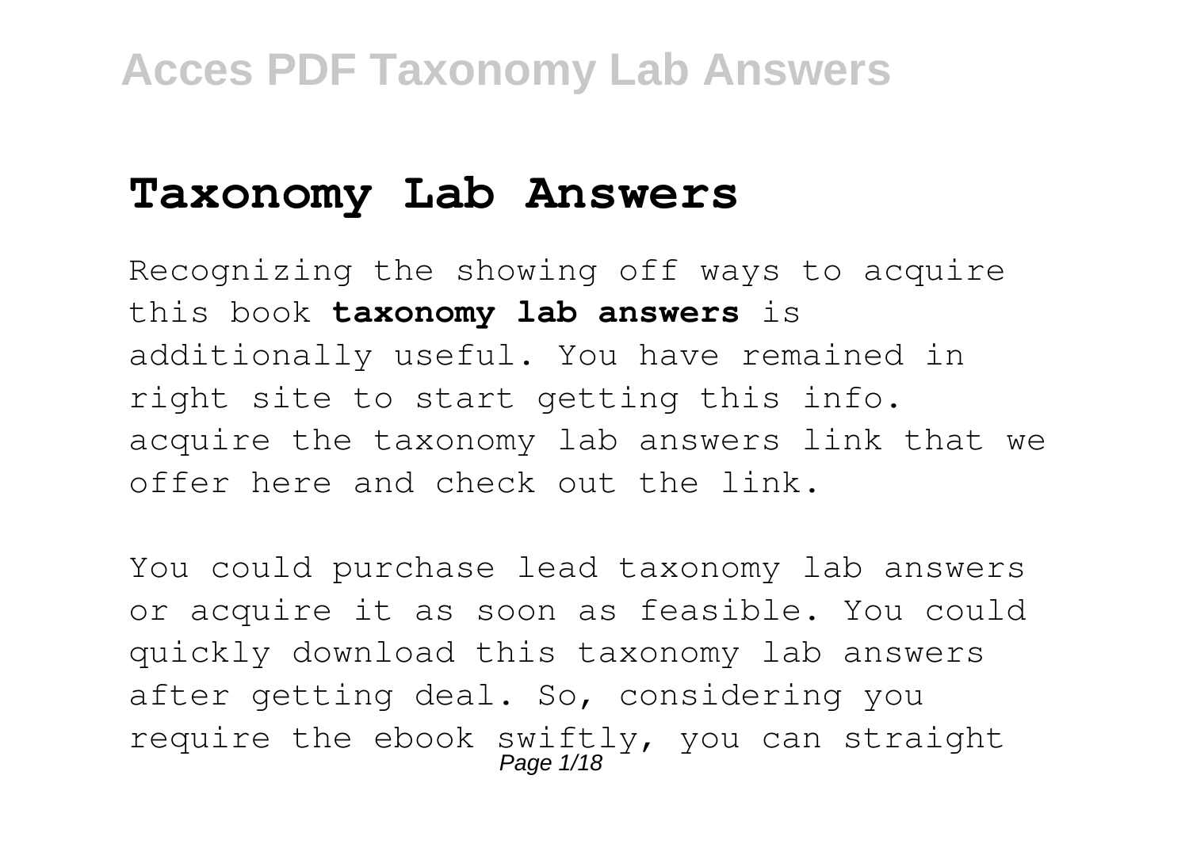# Taxonomy Lab Answers

Recognizing the showing off ways to acquire this book **taxonomy lab answers** is additionally useful. You have remained in right site to start getting this info. acquire the taxonomy lab answers link that we offer here and check out the link.

You could purchase lead taxonomy lab answers or acquire it as soon as feasible. You could quickly download this taxonomy lab answers after getting deal. So, considering you require the ebook swiftly, you can straight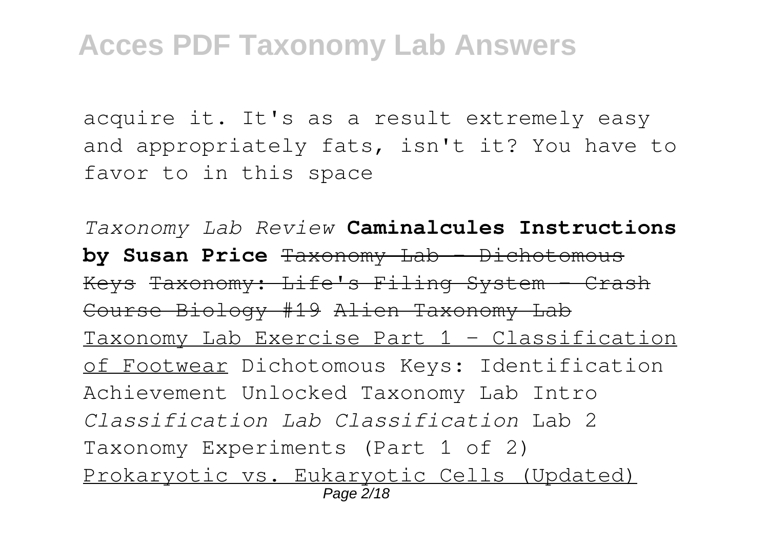acquire it. It's as a result extremely easy and appropriately fats, isn't it? You have to favor to in this space

*Taxonomy Lab Review* **Caminalcules Instructions by Susan Price** ~~Taxonomy Lab - Dichotomous Keys~~ ~~Taxonomy: Life's Filing System - Crash Course Biology #19~~ ~~Alien Taxonomy Lab~~ Taxonomy Lab Exercise Part 1 - Classification of Footwear Dichotomous Keys: Identification Achievement Unlocked Taxonomy Lab Intro *Classification Lab Classification* Lab 2 Taxonomy Experiments (Part 1 of 2) Prokaryotic vs. Eukaryotic Cells (Updated)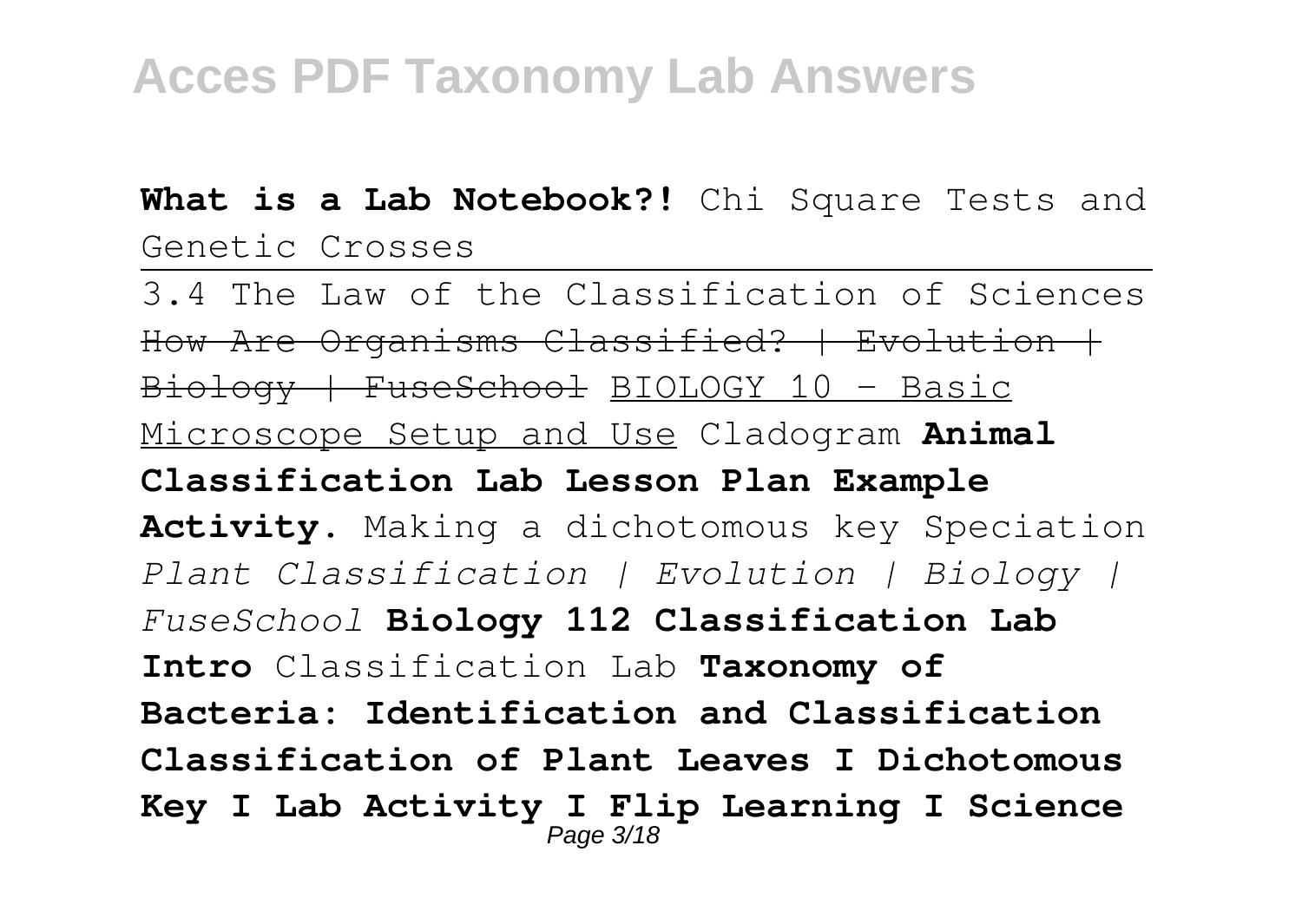**What is a Lab Notebook?!** Chi Square Tests and Genetic Crosses

3.4 The Law of the Classification of Sciences How Are Organisms Classified? | Evolution | Biology | FuseSchool BIOLOGY 10 - Basic Microscope Setup and Use Cladogram **Animal Classification Lab Lesson Plan Example Activity.** Making a dichotomous key Speciation *Plant Classification | Evolution | Biology | FuseSchool* **Biology 112 Classification Lab Intro** Classification Lab **Taxonomy of Bacteria: Identification and Classification Classification of Plant Leaves I Dichotomous Key I Lab Activity I Flip Learning I Science**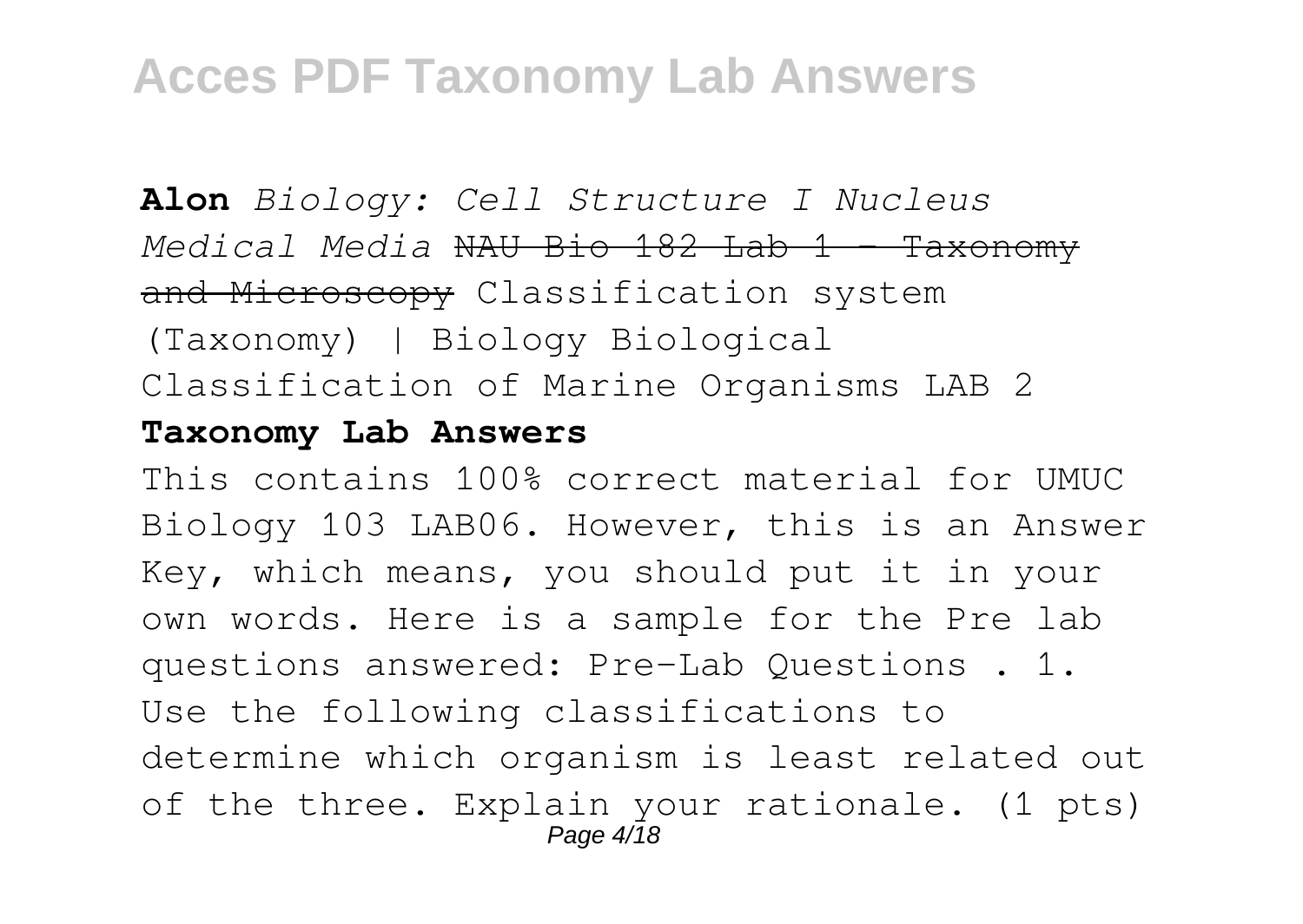**Alon** *Biology: Cell Structure I Nucleus Medical Media* ~~NAU Bio 182 Lab 1 - Taxonomy and Microscopy~~ Classification system (Taxonomy) | Biology Biological Classification of Marine Organisms LAB 2

**Taxonomy Lab Answers**

This contains 100% correct material for UMUC Biology 103 LAB06. However, this is an Answer Key, which means, you should put it in your own words. Here is a sample for the Pre lab questions answered: Pre-Lab Questions . 1. Use the following classifications to determine which organism is least related out of the three. Explain your rationale. (1 pts)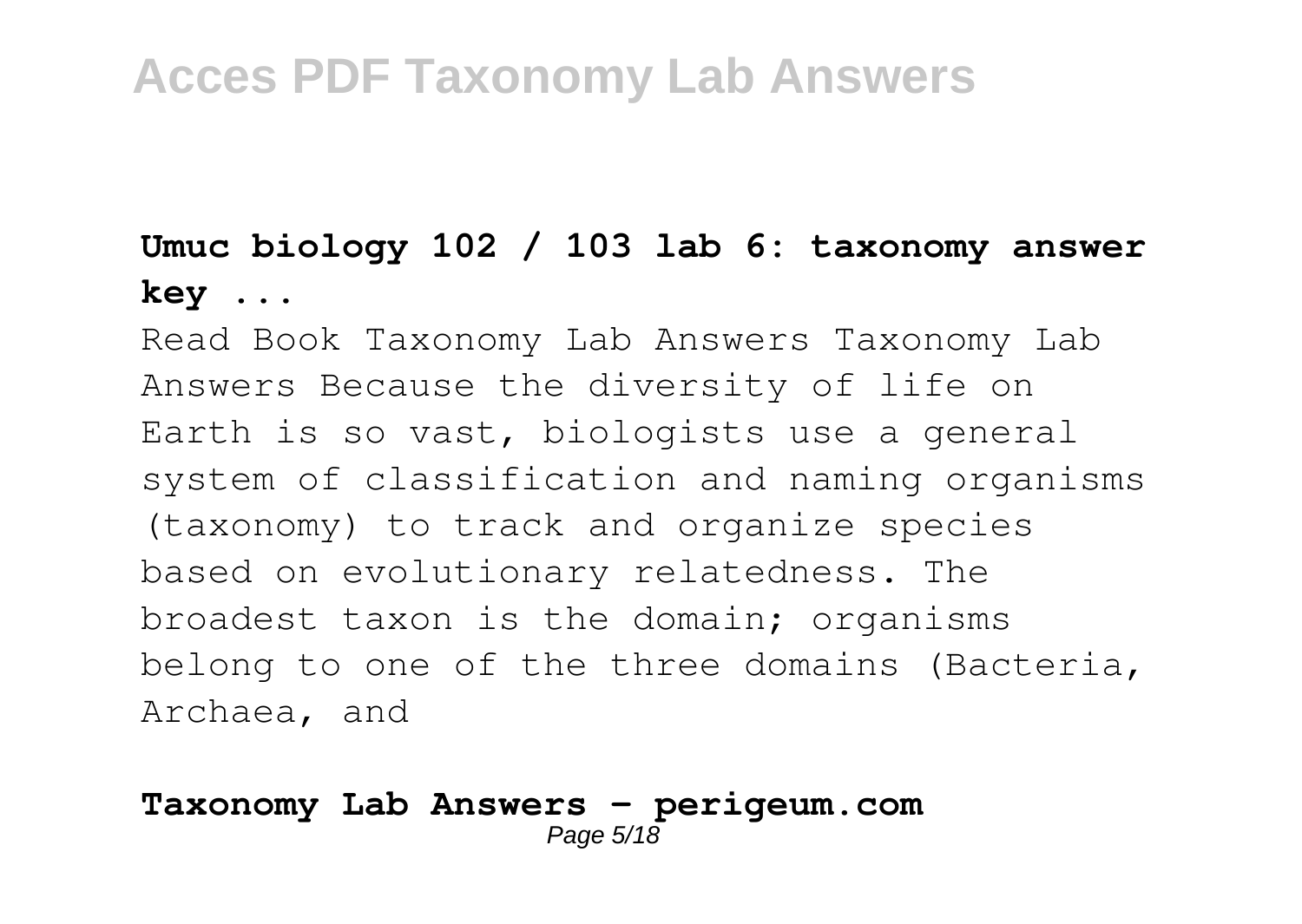**Umuc biology 102 / 103 lab 6: taxonomy answer key ...**

Read Book Taxonomy Lab Answers Taxonomy Lab Answers Because the diversity of life on Earth is so vast, biologists use a general system of classification and naming organisms (taxonomy) to track and organize species based on evolutionary relatedness. The broadest taxon is the domain; organisms belong to one of the three domains (Bacteria, Archaea, and

**Taxonomy Lab Answers - perigeum.com**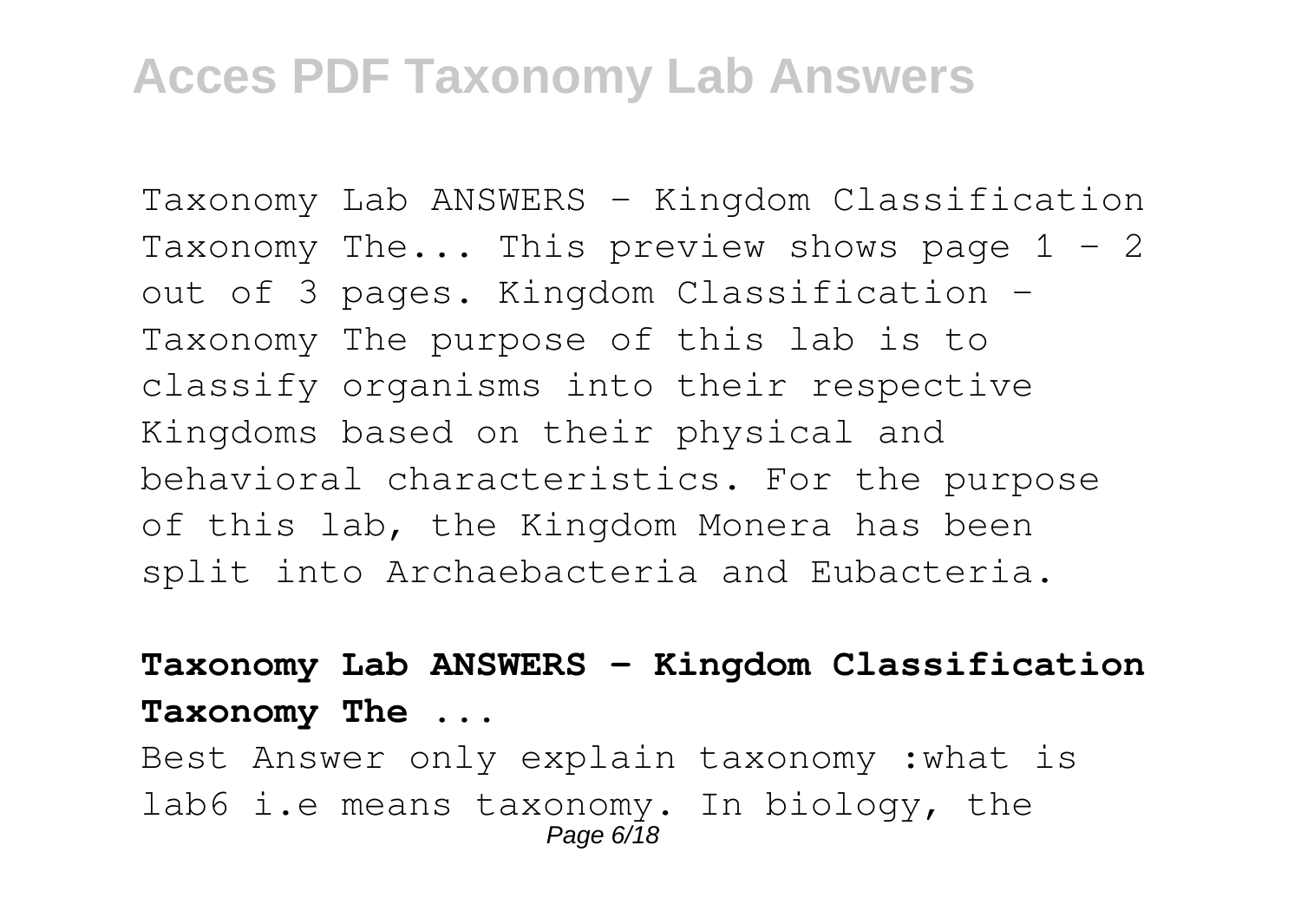Taxonomy Lab ANSWERS - Kingdom Classification Taxonomy The... This preview shows page 1 - 2 out of 3 pages. Kingdom Classification - Taxonomy The purpose of this lab is to classify organisms into their respective Kingdoms based on their physical and behavioral characteristics. For the purpose of this lab, the Kingdom Monera has been split into Archaebacteria and Eubacteria.

**Taxonomy Lab ANSWERS - Kingdom Classification Taxonomy The ...**

Best Answer only explain taxonomy :what is lab6 i.e means taxonomy. In biology, the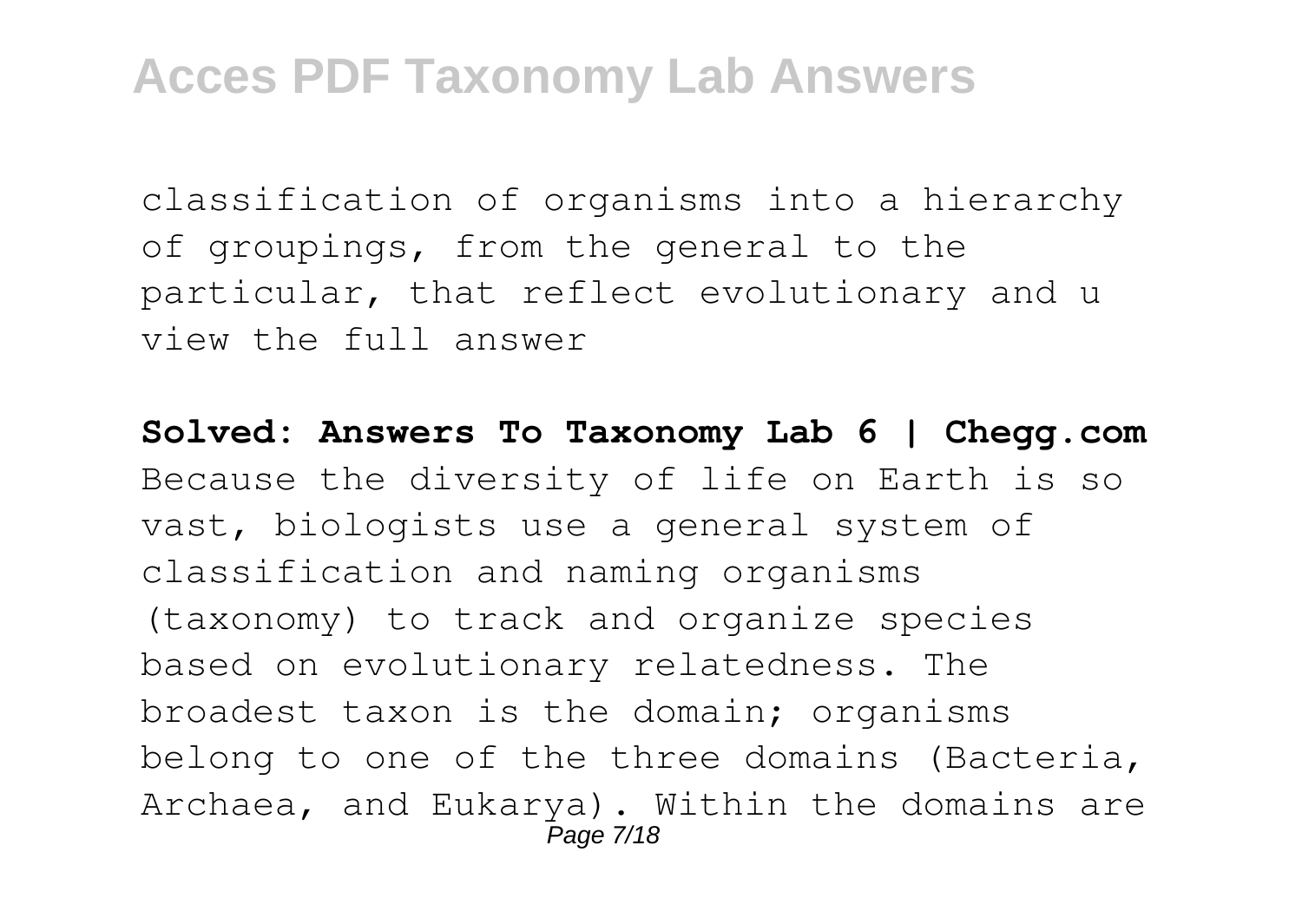classification of organisms into a hierarchy of groupings, from the general to the particular, that reflect evolutionary and u view the full answer

**Solved: Answers To Taxonomy Lab 6 | Chegg.com**

Because the diversity of life on Earth is so vast, biologists use a general system of classification and naming organisms (taxonomy) to track and organize species based on evolutionary relatedness. The broadest taxon is the domain; organisms belong to one of the three domains (Bacteria, Archaea, and Eukarya). Within the domains are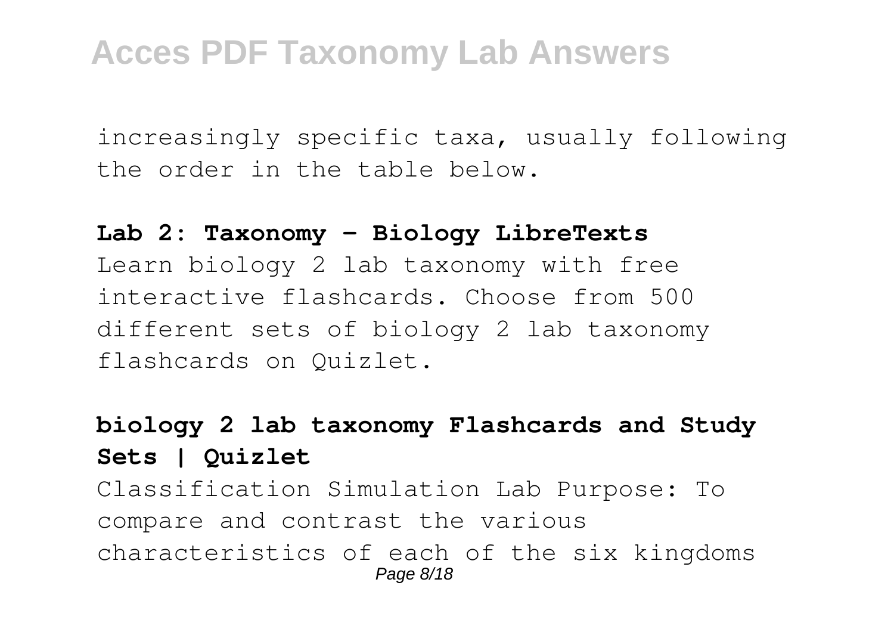increasingly specific taxa, usually following the order in the table below.

**Lab 2: Taxonomy - Biology LibreTexts**

Learn biology 2 lab taxonomy with free interactive flashcards. Choose from 500 different sets of biology 2 lab taxonomy flashcards on Quizlet.

**biology 2 lab taxonomy Flashcards and Study Sets | Quizlet**

Classification Simulation Lab Purpose: To compare and contrast the various characteristics of each of the six kingdoms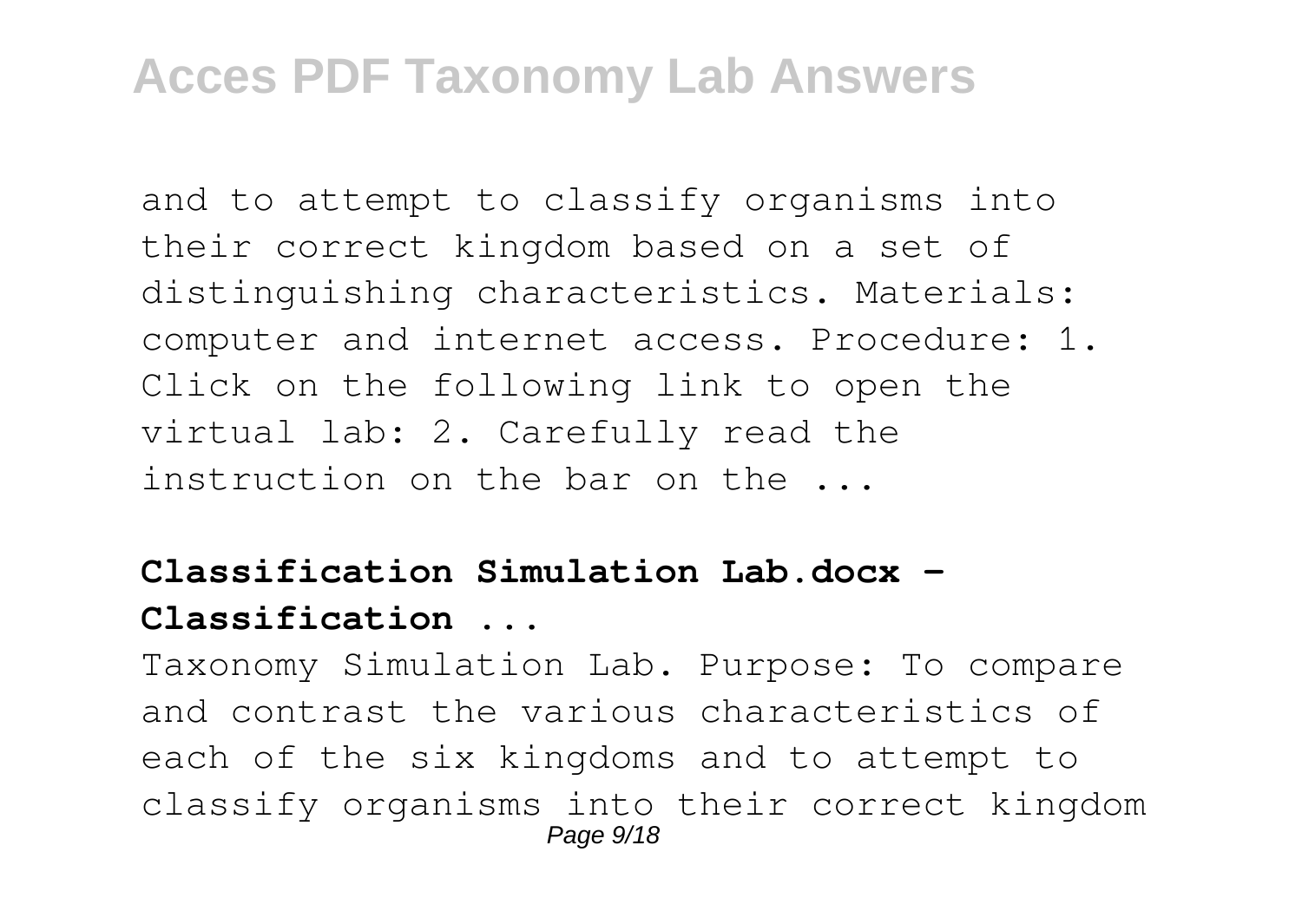and to attempt to classify organisms into their correct kingdom based on a set of distinguishing characteristics. Materials: computer and internet access. Procedure: 1. Click on the following link to open the virtual lab: 2. Carefully read the instruction on the bar on the ...

**Classification Simulation Lab.docx - Classification ...**

Taxonomy Simulation Lab. Purpose: To compare and contrast the various characteristics of each of the six kingdoms and to attempt to classify organisms into their correct kingdom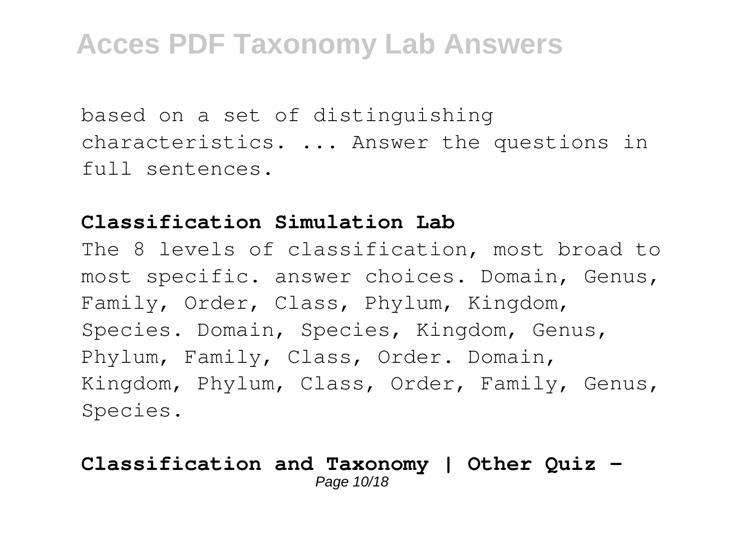based on a set of distinguishing characteristics. ... Answer the questions in full sentences.

**Classification Simulation Lab**

The 8 levels of classification, most broad to most specific. answer choices. Domain, Genus, Family, Order, Class, Phylum, Kingdom, Species. Domain, Species, Kingdom, Genus, Phylum, Family, Class, Order. Domain, Kingdom, Phylum, Class, Order, Family, Genus, Species.

**Classification and Taxonomy | Other Quiz -**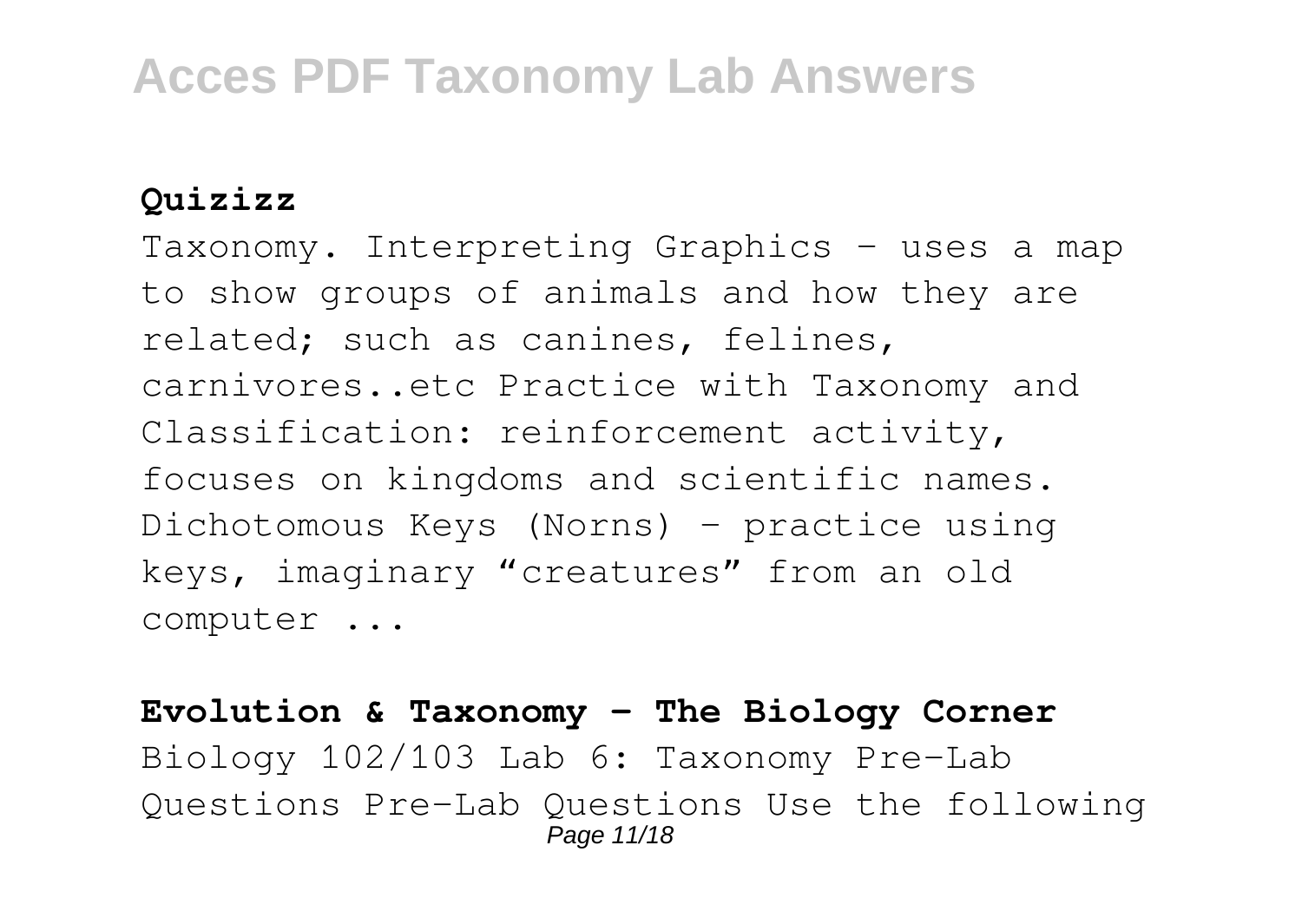**Quizizz**

Taxonomy. Interpreting Graphics – uses a map to show groups of animals and how they are related; such as canines, felines, carnivores..etc Practice with Taxonomy and Classification: reinforcement activity, focuses on kingdoms and scientific names. Dichotomous Keys (Norns) – practice using keys, imaginary "creatures" from an old computer ...

**Evolution & Taxonomy - The Biology Corner**

Biology 102/103 Lab 6: Taxonomy Pre-Lab Questions Pre-Lab Questions Use the following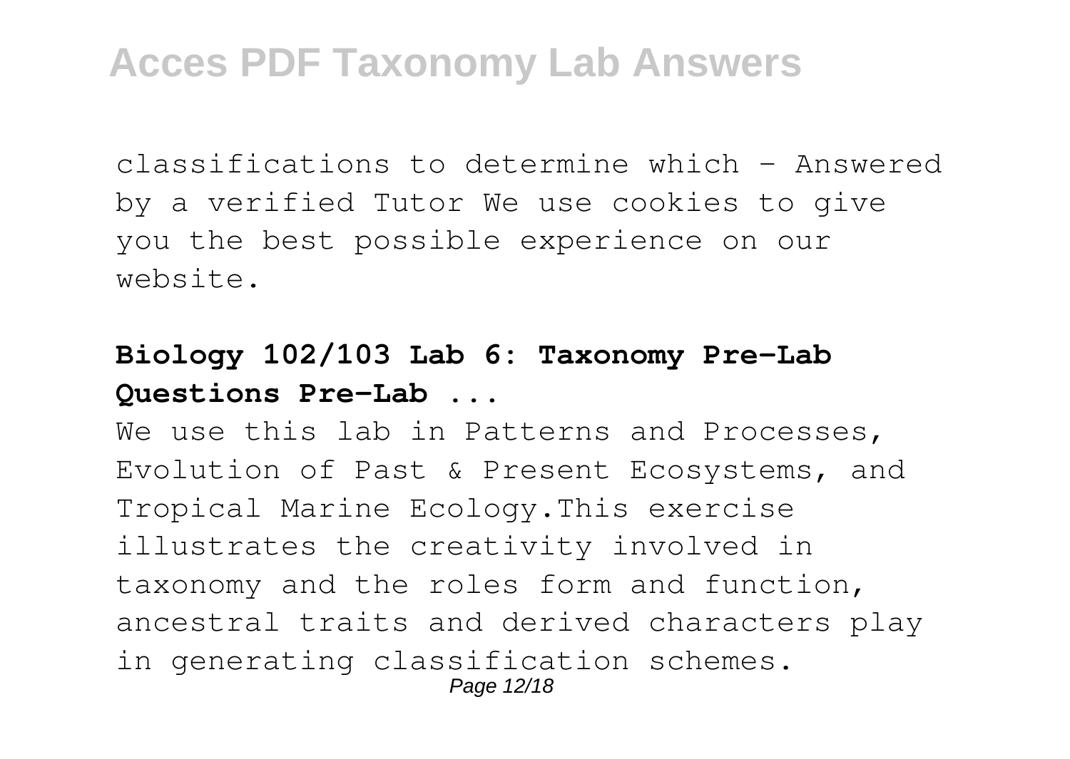classifications to determine which - Answered by a verified Tutor We use cookies to give you the best possible experience on our website.

**Biology 102/103 Lab 6: Taxonomy Pre-Lab Questions Pre-Lab ...**

We use this lab in Patterns and Processes, Evolution of Past & Present Ecosystems, and Tropical Marine Ecology.This exercise illustrates the creativity involved in taxonomy and the roles form and function, ancestral traits and derived characters play in generating classification schemes.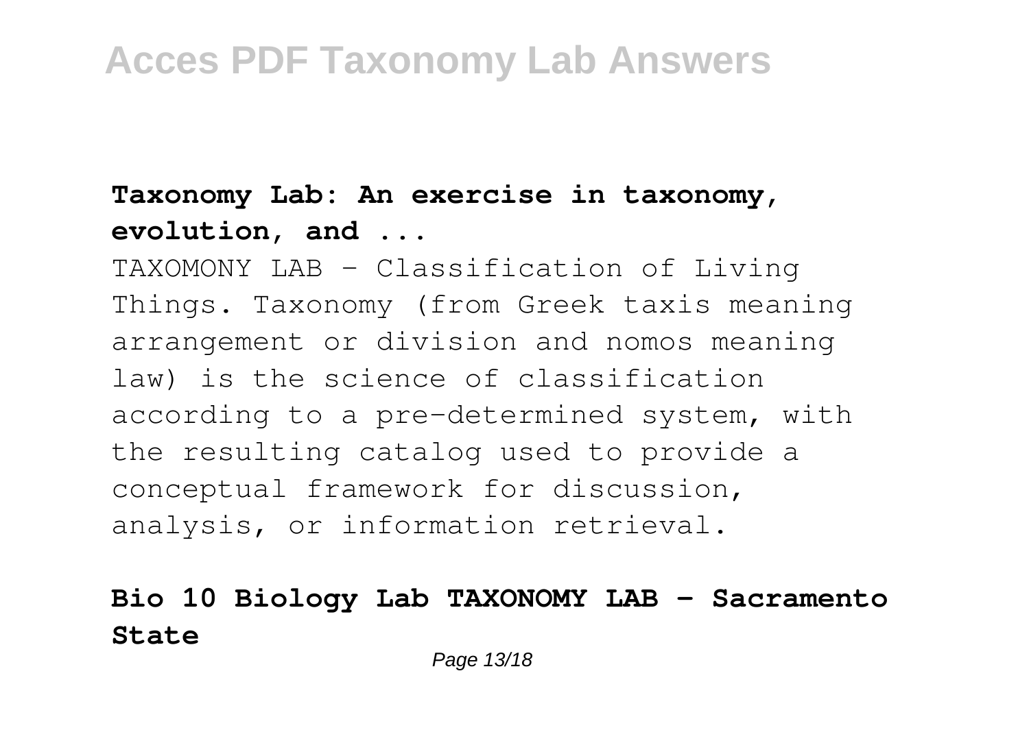**Taxonomy Lab: An exercise in taxonomy, evolution, and ...**

TAXOMONY LAB - Classification of Living Things. Taxonomy (from Greek taxis meaning arrangement or division and nomos meaning law) is the science of classification according to a pre-determined system, with the resulting catalog used to provide a conceptual framework for discussion, analysis, or information retrieval.

**Bio 10 Biology Lab TAXONOMY LAB - Sacramento State**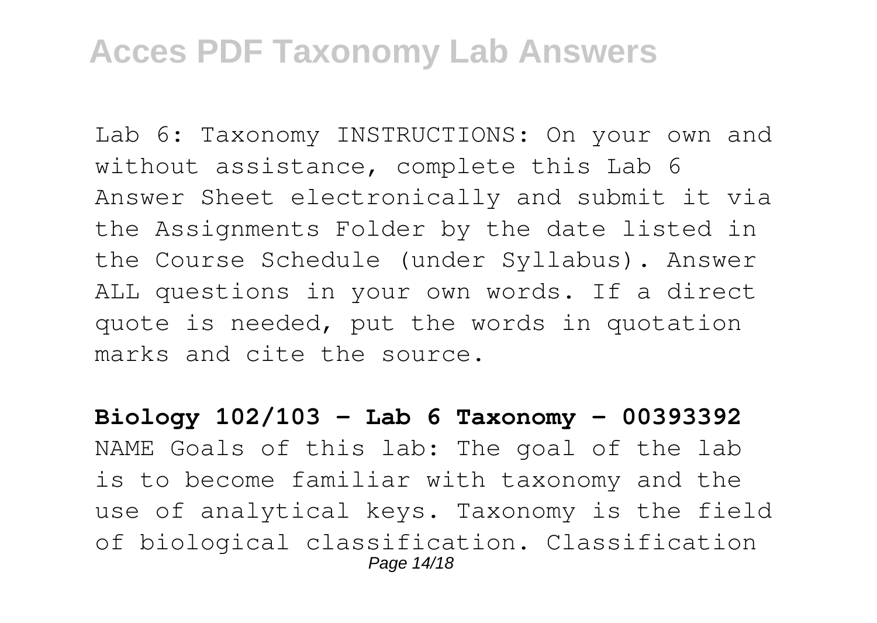Lab 6: Taxonomy INSTRUCTIONS: On your own and without assistance, complete this Lab 6 Answer Sheet electronically and submit it via the Assignments Folder by the date listed in the Course Schedule (under Syllabus). Answer ALL questions in your own words. If a direct quote is needed, put the words in quotation marks and cite the source.

**Biology 102/103 - Lab 6 Taxonomy - 00393392**

NAME Goals of this lab: The goal of the lab is to become familiar with taxonomy and the use of analytical keys. Taxonomy is the field of biological classification. Classification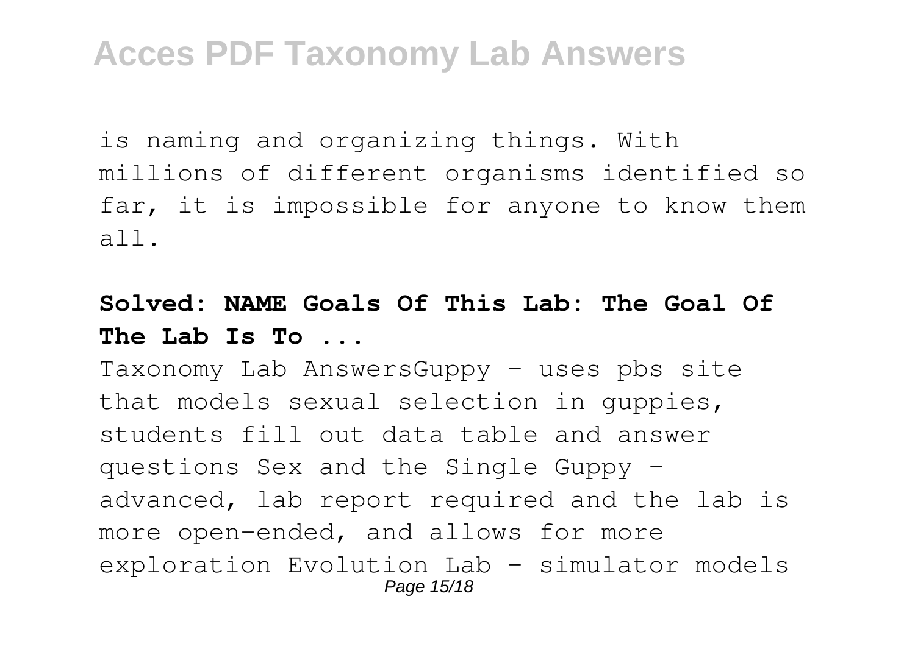is naming and organizing things. With millions of different organisms identified so far, it is impossible for anyone to know them all.

**Solved: NAME Goals Of This Lab: The Goal Of The Lab Is To ...**

Taxonomy Lab AnswersGuppy - uses pbs site that models sexual selection in guppies, students fill out data table and answer questions Sex and the Single Guppy - advanced, lab report required and the lab is more open-ended, and allows for more exploration Evolution Lab - simulator models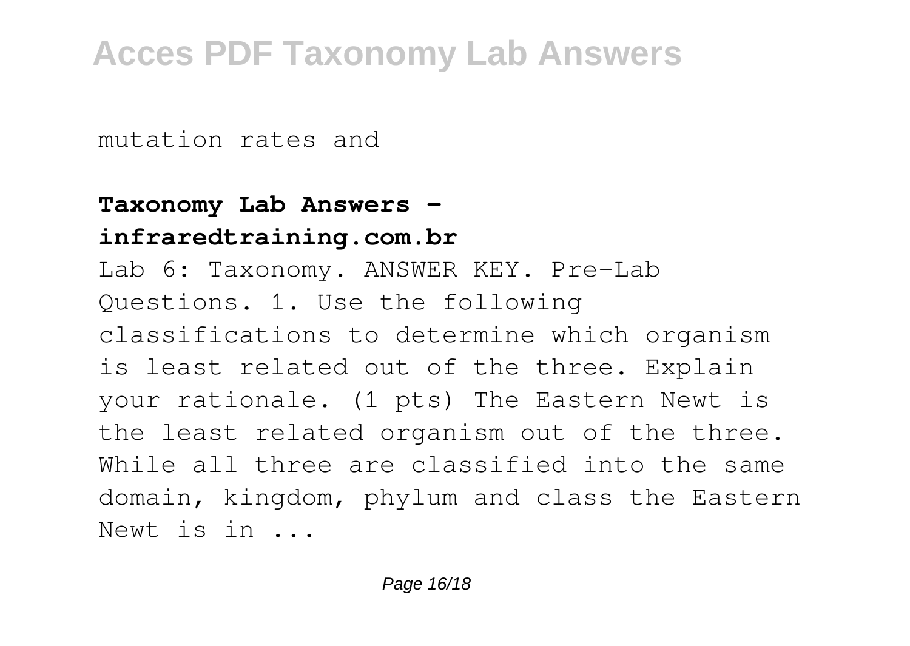mutation rates and

**Taxonomy Lab Answers - infraredtraining.com.br**

Lab 6: Taxonomy. ANSWER KEY. Pre-Lab Questions. 1. Use the following classifications to determine which organism is least related out of the three. Explain your rationale. (1 pts) The Eastern Newt is the least related organism out of the three. While all three are classified into the same domain, kingdom, phylum and class the Eastern Newt is in ...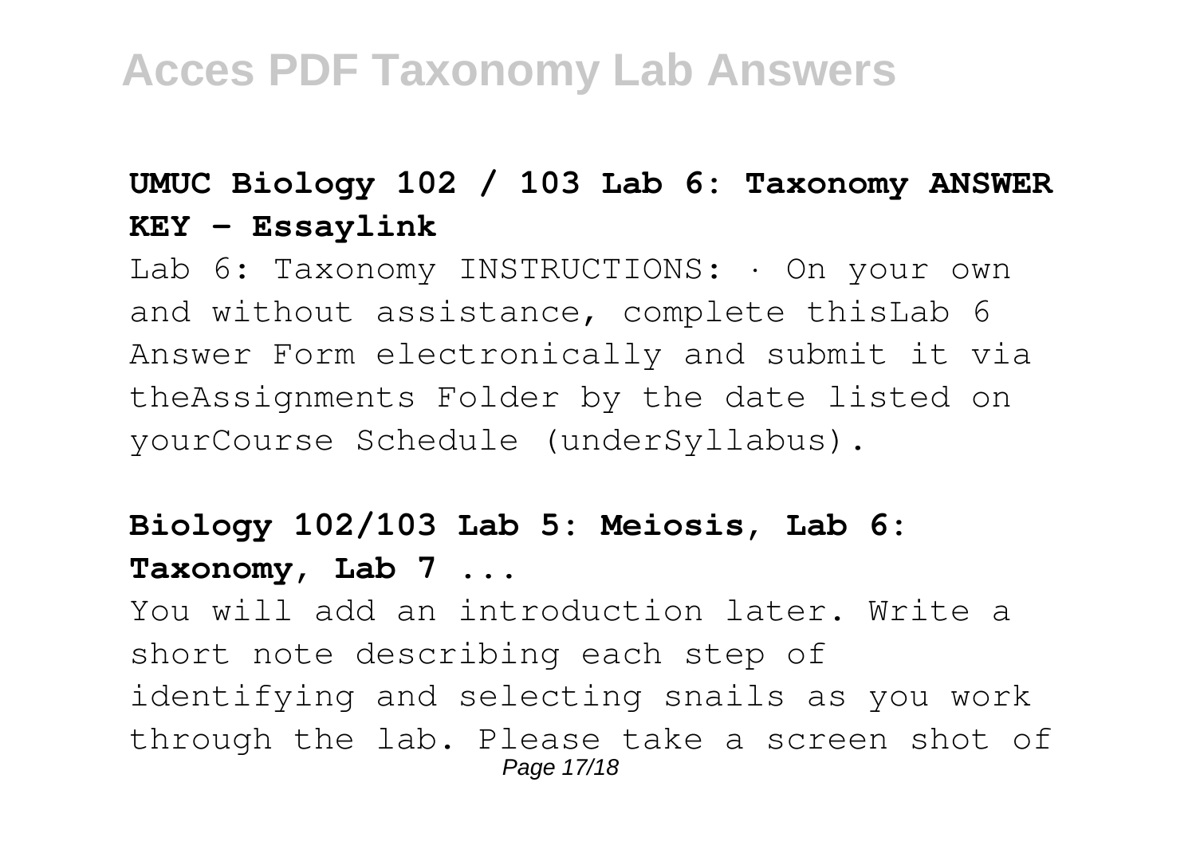**UMUC Biology 102 / 103 Lab 6: Taxonomy ANSWER KEY - Essaylink**

Lab 6: Taxonomy INSTRUCTIONS: · On your own and without assistance, complete thisLab 6 Answer Form electronically and submit it via theAssignments Folder by the date listed on yourCourse Schedule (underSyllabus).

**Biology 102/103 Lab 5: Meiosis, Lab 6: Taxonomy, Lab 7 ...**

You will add an introduction later. Write a short note describing each step of identifying and selecting snails as you work through the lab. Please take a screen shot of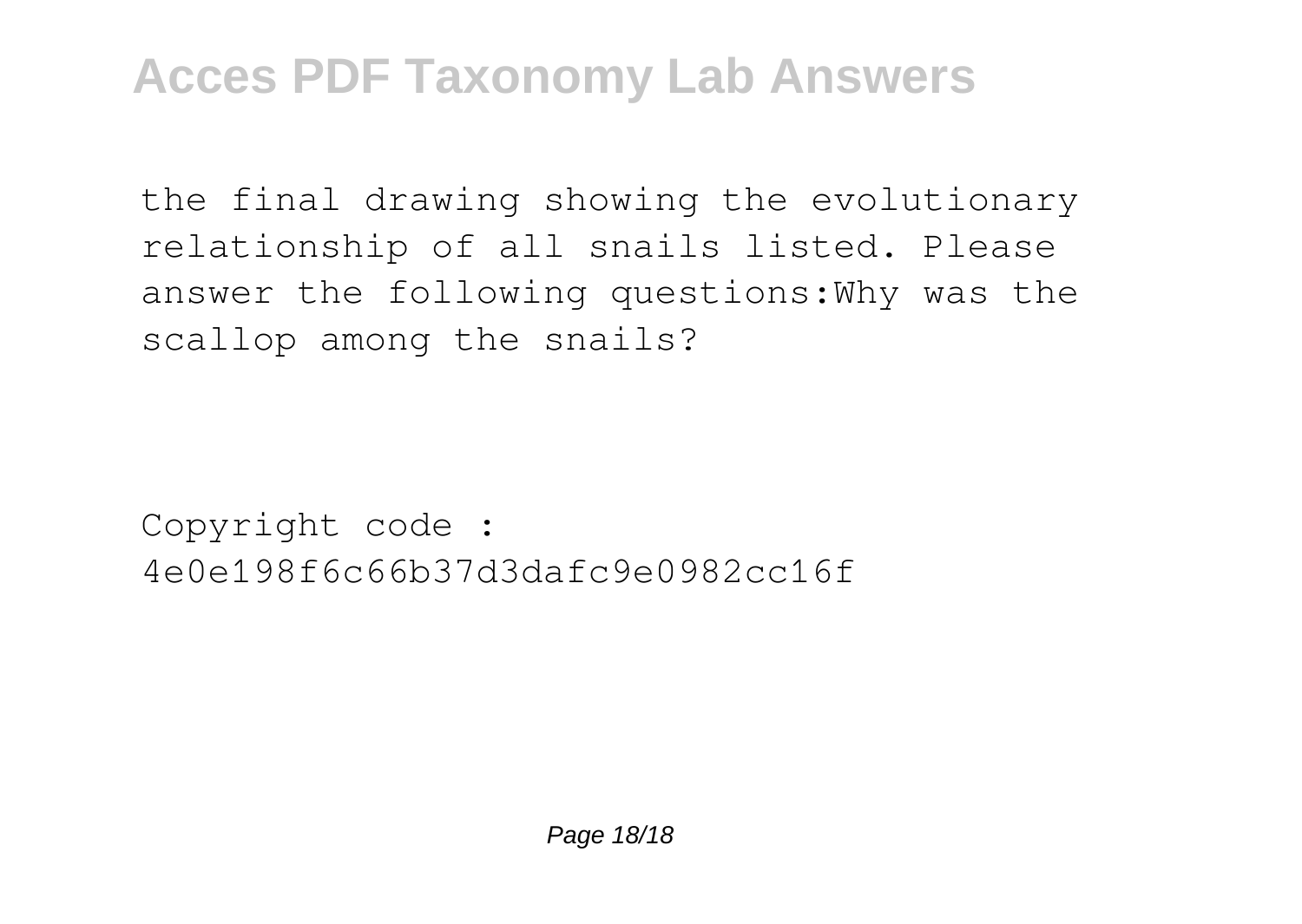the final drawing showing the evolutionary relationship of all snails listed. Please answer the following questions:Why was the scallop among the snails?

Copyright code : 4e0e198f6c66b37d3dafc9e0982cc16f